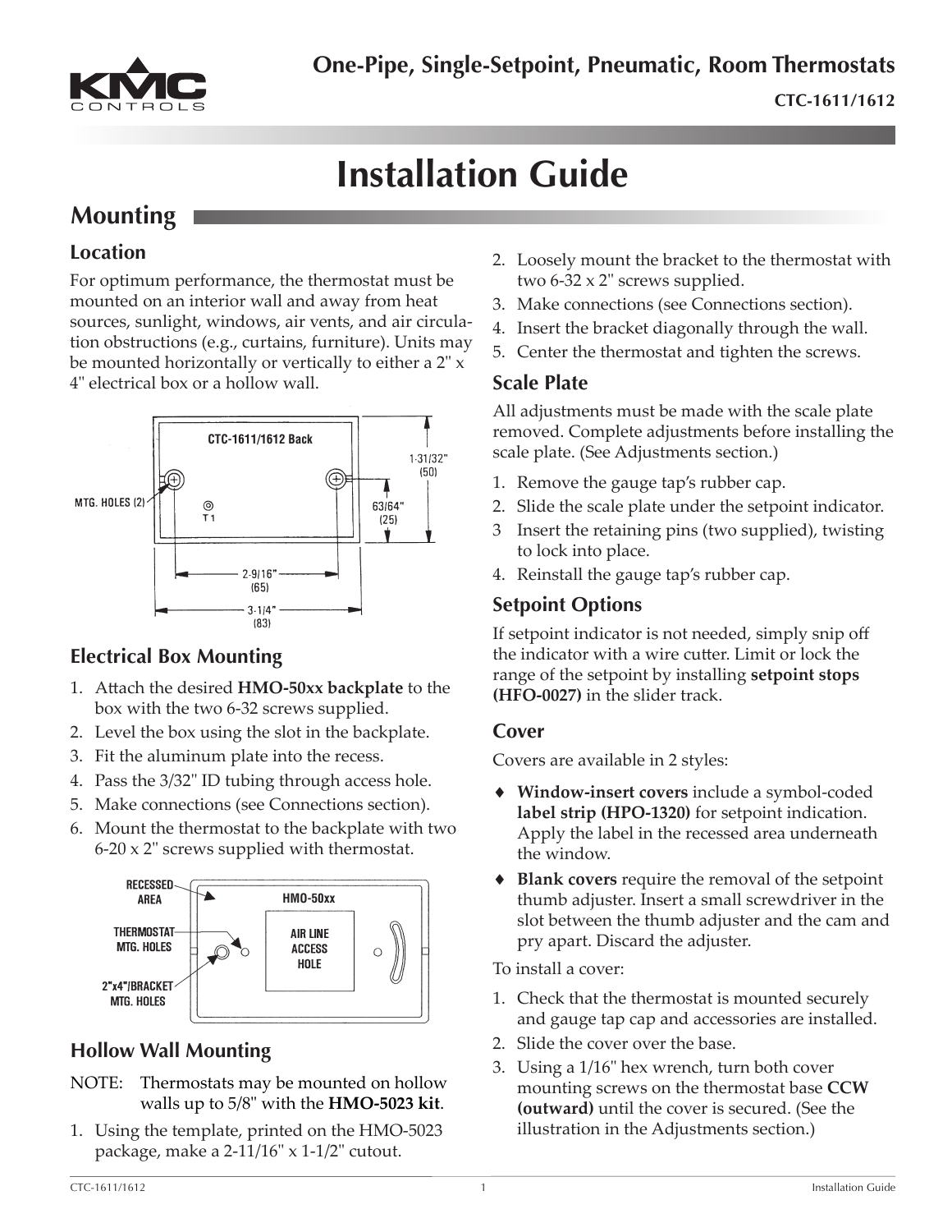**One-Pipe, Single-Setpoint, Pneumatic, Room Thermostats**

**CTC-1611/1612**

# Installation Guide

## Mounting

### Location

For optimum performance, the thermostat must be mounted on an interior wall and away from heat sources, sunlight, windows, air vents, and air circulation obstructions (e.g., curtains, furniture). Units may be mounted horizontally or vertically to either a 2" x 4" electrical box or a hollow wall.

### Electrical Box Mounting

1. Attach the desired **HMO-50xx backplate** to the box with the two 6-32 screws supplied.
2. Level the box using the slot in the backplate.
3. Fit the aluminum plate into the recess.
4. Pass the 3/32" ID tubing through access hole.
5. Make connections (see Connections section).
6. Mount the thermostat to the backplate with two 6-20 x 2" screws supplied with thermostat.

### Hollow Wall Mounting

NOTE: Thermostats may be mounted on hollow walls up to 5/8" with the **HMO-5023 kit**.

1. Using the template, printed on the HMO-5023 package, make a 2-11/16" x 1-1/2" cutout.
2. Loosely mount the bracket to the thermostat with two 6-32 x 2" screws supplied.
3. Make connections (see Connections section).
4. Insert the bracket diagonally through the wall.
5. Center the thermostat and tighten the screws.

### Scale Plate

All adjustments must be made with the scale plate removed. Complete adjustments before installing the scale plate. (See Adjustments section.)

1. Remove the gauge tap's rubber cap.
2. Slide the scale plate under the setpoint indicator.
3. Insert the retaining pins (two supplied), twisting to lock into place.
4. Reinstall the gauge tap's rubber cap.

### Setpoint Options

If setpoint indicator is not needed, simply snip off the indicator with a wire cutter. Limit or lock the range of the setpoint by installing **setpoint stops (HFO-0027)** in the slider track.

### Cover

Covers are available in 2 styles:

- **Window-insert covers** include a symbol-coded **label strip (HPO-1320)** for setpoint indication. Apply the label in the recessed area underneath the window.
- **Blank covers** require the removal of the setpoint thumb adjuster. Insert a small screwdriver in the slot between the thumb adjuster and the cam and pry apart. Discard the adjuster.

To install a cover:

1. Check that the thermostat is mounted securely and gauge tap cap and accessories are installed.
2. Slide the cover over the base.
3. Using a 1/16" hex wrench, turn both cover mounting screws on the thermostat base **CCW (outward)** until the cover is secured. (See the illustration in the Adjustments section.)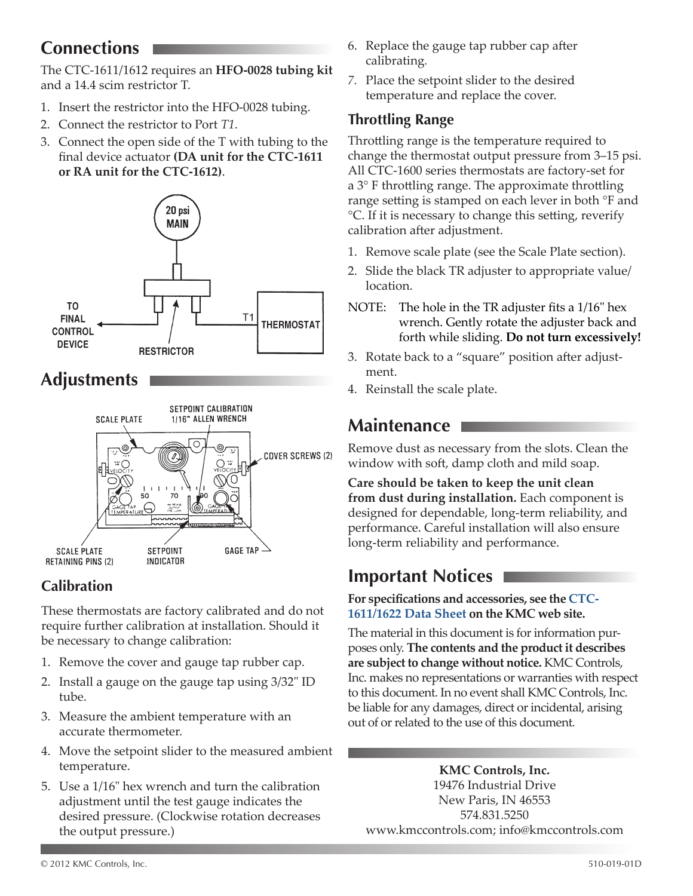## Connections

The CTC-1611/1612 requires an **HFO-0028 tubing kit** and a 14.4 scim restrictor T.

1. Insert the restrictor into the HFO-0028 tubing.
2. Connect the restrictor to Port *T1*.
3. Connect the open side of the T with tubing to the final device actuator **(DA unit for the CTC-1611 or RA unit for the CTC-1612)**.

20 psi MAIN

TO FINAL CONTROL DEVICE

RESTRICTOR

T1

THERMOSTAT

## Adjustments

SCALE PLATE

SETPOINT CALIBRATION 1/16" ALLEN WRENCH

COVER SCREWS (2)

SCALE PLATE RETAINING PINS (2)

SETPOINT INDICATOR

GAGE TAP

### Calibration

These thermostats are factory calibrated and do not require further calibration at installation. Should it be necessary to change calibration:

1. Remove the cover and gauge tap rubber cap.
2. Install a gauge on the gauge tap using 3/32" ID tube.
3. Measure the ambient temperature with an accurate thermometer.
4. Move the setpoint slider to the measured ambient temperature.
5. Use a 1/16" hex wrench and turn the calibration adjustment until the test gauge indicates the desired pressure. (Clockwise rotation decreases the output pressure.)
6. Replace the gauge tap rubber cap after calibrating.
7. Place the setpoint slider to the desired temperature and replace the cover.

### Throttling Range

Throttling range is the temperature required to change the thermostat output pressure from 3–15 psi. All CTC-1600 series thermostats are factory-set for a 3° F throttling range. The approximate throttling range setting is stamped on each lever in both °F and °C. If it is necessary to change this setting, reverify calibration after adjustment.

1. Remove scale plate (see the Scale Plate section).
2. Slide the black TR adjuster to appropriate value/location.

NOTE: The hole in the TR adjuster fits a 1/16" hex wrench. Gently rotate the adjuster back and forth while sliding. **Do not turn excessively!**

3. Rotate back to a "square" position after adjustment.
4. Reinstall the scale plate.

## Maintenance

Remove dust as necessary from the slots. Clean the window with soft, damp cloth and mild soap.

**Care should be taken to keep the unit clean from dust during installation.** Each component is designed for dependable, long-term reliability, and performance. Careful installation will also ensure long-term reliability and performance.

## Important Notices

**For specifications and accessories, see the CTC-1611/1622 Data Sheet on the KMC web site.**

The material in this document is for information purposes only. **The contents and the product it describes are subject to change without notice.** KMC Controls, Inc. makes no representations or warranties with respect to this document. In no event shall KMC Controls, Inc. be liable for any damages, direct or incidental, arising out of or related to the use of this document.

**KMC Controls, Inc.**
19476 Industrial Drive
New Paris, IN 46553
574.831.5250
www.kmccontrols.com; info@kmccontrols.com

© 2012 KMC Controls, Inc.

510-019-01D